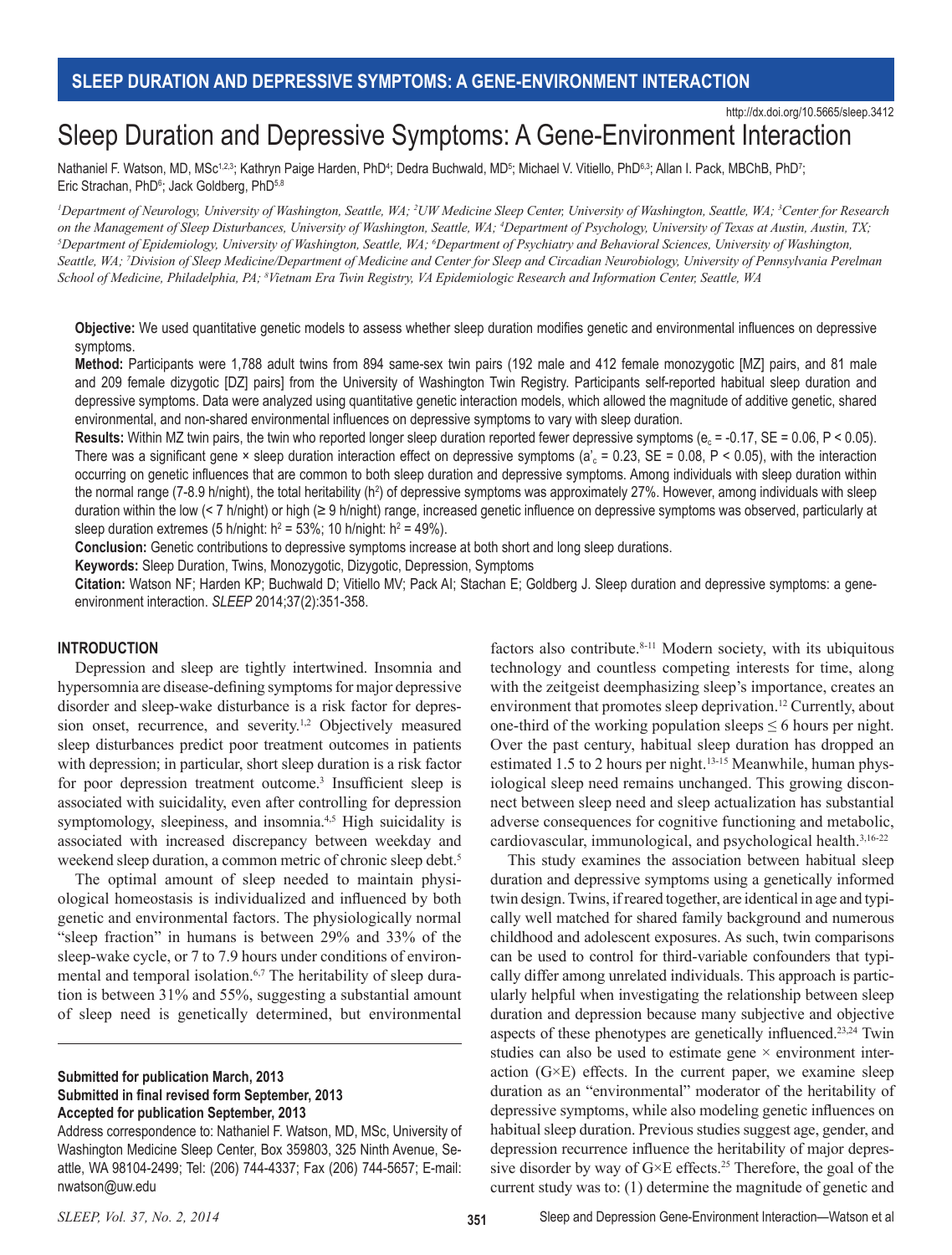http://dx.doi.org/10.5665/sleep.3412

# Sleep Duration and Depressive Symptoms: A Gene-Environment Interaction

Nathaniel F. Watson, MD, MSc[1,2,3]; Kathryn Paige Harden, PhD[4]; Dedra Buchwald, MD[5]; Michael V. Vitiello, PhD[6,3]; Allan I. Pack, MBChB, PhD[7]; Eric Strachan, PhD[6]; Jack Goldberg, PhD[5,8]

*[1]Department of Neurology, University of Washington, Seattle, WA; [2]UW Medicine Sleep Center, University of Washington, Seattle, WA; [3]Center for Research on the Management of Sleep Disturbances, University of Washington, Seattle, WA; [4]Department of Psychology, University of Texas at Austin, Austin, TX; [5]Department of Epidemiology, University of Washington, Seattle, WA; [6]Department of Psychiatry and Behavioral Sciences, University of Washington, Seattle, WA; [7]Division of Sleep Medicine/Department of Medicine and Center for Sleep and Circadian Neurobiology, University of Pennsylvania Perelman School of Medicine, Philadelphia, PA; [8]Vietnam Era Twin Registry, VA Epidemiologic Research and Information Center, Seattle, WA*

**Objective:** We used quantitative genetic models to assess whether sleep duration modifies genetic and environmental influences on depressive symptoms.

**Method:** Participants were 1,788 adult twins from 894 same-sex twin pairs (192 male and 412 female monozygotic [MZ] pairs, and 81 male and 209 female dizygotic [DZ] pairs] from the University of Washington Twin Registry. Participants self-reported habitual sleep duration and depressive symptoms. Data were analyzed using quantitative genetic interaction models, which allowed the magnitude of additive genetic, shared environmental, and non-shared environmental influences on depressive symptoms to vary with sleep duration.

**Results:** Within MZ twin pairs, the twin who reported longer sleep duration reported fewer depressive symptoms ($e_c$ = -0.17, SE = 0.06, $P < 0.05$). There was a significant gene × sleep duration interaction effect on depressive symptoms ($a'_c$ = 0.23, SE = 0.08, $P < 0.05$), with the interaction occurring on genetic influences that are common to both sleep duration and depressive symptoms. Among individuals with sleep duration within the normal range (7-8.9 h/night), the total heritability ($h^2$) of depressive symptoms was approximately 27%. However, among individuals with sleep duration within the low (< 7 h/night) or high (≥ 9 h/night) range, increased genetic influence on depressive symptoms was observed, particularly at sleep duration extremes (5 h/night: $h^2$ = 53%; 10 h/night: $h^2$ = 49%).

**Conclusion:** Genetic contributions to depressive symptoms increase at both short and long sleep durations.

**Keywords:** Sleep Duration, Twins, Monozygotic, Dizygotic, Depression, Symptoms

**Citation:** Watson NF; Harden KP; Buchwald D; Vitiello MV; Pack AI; Stachan E; Goldberg J. Sleep duration and depressive symptoms: a gene-environment interaction. *SLEEP* 2014;37(2):351-358.

## INTRODUCTION

Depression and sleep are tightly intertwined. Insomnia and hypersomnia are disease-defining symptoms for major depressive disorder and sleep-wake disturbance is a risk factor for depression onset, recurrence, and severity.[1,2] Objectively measured sleep disturbances predict poor treatment outcomes in patients with depression; in particular, short sleep duration is a risk factor for poor depression treatment outcome.[3] Insufficient sleep is associated with suicidality, even after controlling for depression symptomology, sleepiness, and insomnia.[4,5] High suicidality is associated with increased discrepancy between weekday and weekend sleep duration, a common metric of chronic sleep debt.[5]

The optimal amount of sleep needed to maintain physiological homeostasis is individualized and influenced by both genetic and environmental factors. The physiologically normal "sleep fraction" in humans is between 29% and 33% of the sleep-wake cycle, or 7 to 7.9 hours under conditions of environmental and temporal isolation.[6,7] The heritability of sleep duration is between 31% and 55%, suggesting a substantial amount of sleep need is genetically determined, but environmental factors also contribute.[8-11] Modern society, with its ubiquitous technology and countless competing interests for time, along with the zeitgeist deemphasizing sleep's importance, creates an environment that promotes sleep deprivation.[12] Currently, about one-third of the working population sleeps ≤ 6 hours per night. Over the past century, habitual sleep duration has dropped an estimated 1.5 to 2 hours per night.[13-15] Meanwhile, human physiological sleep need remains unchanged. This growing disconnect between sleep need and sleep actualization has substantial adverse consequences for cognitive functioning and metabolic, cardiovascular, immunological, and psychological health.[3,16-22]

This study examines the association between habitual sleep duration and depressive symptoms using a genetically informed twin design. Twins, if reared together, are identical in age and typically well matched for shared family background and numerous childhood and adolescent exposures. As such, twin comparisons can be used to control for third-variable confounders that typically differ among unrelated individuals. This approach is particularly helpful when investigating the relationship between sleep duration and depression because many subjective and objective aspects of these phenotypes are genetically influenced.[23,24] Twin studies can also be used to estimate gene × environment interaction (G×E) effects. In the current paper, we examine sleep duration as an "environmental" moderator of the heritability of depressive symptoms, while also modeling genetic influences on habitual sleep duration. Previous studies suggest age, gender, and depression recurrence influence the heritability of major depressive disorder by way of G×E effects.[25] Therefore, the goal of the current study was to: (1) determine the magnitude of genetic and

**Submitted for publication March, 2013**
**Submitted in final revised form September, 2013**
**Accepted for publication September, 2013**

Address correspondence to: Nathaniel F. Watson, MD, MSc, University of Washington Medicine Sleep Center, Box 359803, 325 Ninth Avenue, Seattle, WA 98104-2499; Tel: (206) 744-4337; Fax (206) 744-5657; E-mail: nwatson@uw.edu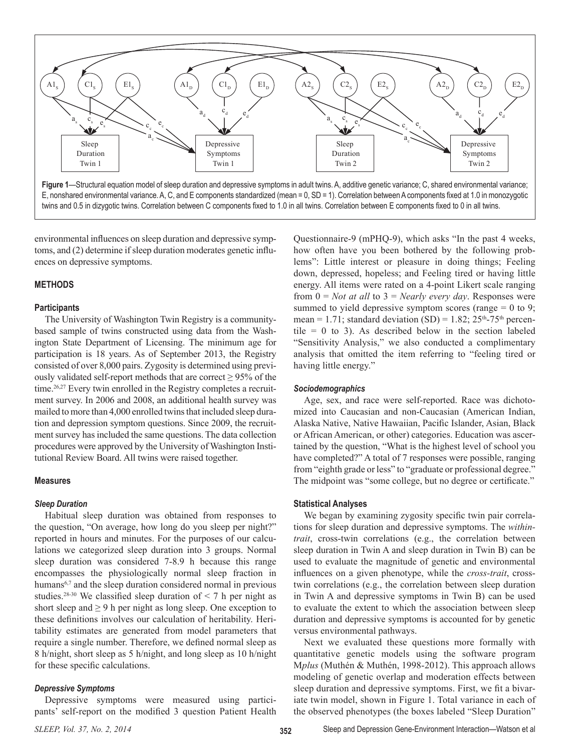**Figure 1**—Structural equation model of sleep duration and depressive symptoms in adult twins. A, additive genetic variance; C, shared environmental variance; E, nonshared environmental variance. A, C, and E components standardized (mean = 0, SD = 1). Correlation between A components fixed at 1.0 in monozygotic twins and 0.5 in dizygotic twins. Correlation between C components fixed to 1.0 in all twins. Correlation between E components fixed to 0 in all twins.

environmental influences on sleep duration and depressive symptoms, and (2) determine if sleep duration moderates genetic influences on depressive symptoms.

## METHODS

### Participants

The University of Washington Twin Registry is a community-based sample of twins constructed using data from the Washington State Department of Licensing. The minimum age for participation is 18 years. As of September 2013, the Registry consisted of over 8,000 pairs. Zygosity is determined using previously validated self-report methods that are correct ≥ 95% of the time.[26,27] Every twin enrolled in the Registry completes a recruitment survey. In 2006 and 2008, an additional health survey was mailed to more than 4,000 enrolled twins that included sleep duration and depression symptom questions. Since 2009, the recruitment survey has included the same questions. The data collection procedures were approved by the University of Washington Institutional Review Board. All twins were raised together.

### Measures

#### *Sleep Duration*

Habitual sleep duration was obtained from responses to the question, "On average, how long do you sleep per night?" reported in hours and minutes. For the purposes of our calculations we categorized sleep duration into 3 groups. Normal sleep duration was considered 7-8.9 h because this range encompasses the physiologically normal sleep fraction in humans[6,7] and the sleep duration considered normal in previous studies.[28-30] We classified sleep duration of < 7 h per night as short sleep and ≥ 9 h per night as long sleep. One exception to these definitions involves our calculation of heritability. Heritability estimates are generated from model parameters that require a single number. Therefore, we defined normal sleep as 8 h/night, short sleep as 5 h/night, and long sleep as 10 h/night for these specific calculations.

#### *Depressive Symptoms*

Depressive symptoms were measured using participants' self-report on the modified 3 question Patient Health Questionnaire-9 (mPHQ-9), which asks "In the past 4 weeks, how often have you been bothered by the following problems": Little interest or pleasure in doing things; Feeling down, depressed, hopeless; and Feeling tired or having little energy. All items were rated on a 4-point Likert scale ranging from 0 = *Not at all* to 3 = *Nearly every day*. Responses were summed to yield depressive symptom scores (range = 0 to 9; mean = 1.71; standard deviation (SD) = 1.82; 25th-75th percentile = 0 to 3). As described below in the section labeled "Sensitivity Analysis," we also conducted a complimentary analysis that omitted the item referring to "feeling tired or having little energy."

#### *Sociodemographics*

Age, sex, and race were self-reported. Race was dichotomized into Caucasian and non-Caucasian (American Indian, Alaska Native, Native Hawaiian, Pacific Islander, Asian, Black or African American, or other) categories. Education was ascertained by the question, "What is the highest level of school you have completed?" A total of 7 responses were possible, ranging from "eighth grade or less" to "graduate or professional degree." The midpoint was "some college, but no degree or certificate."

### Statistical Analyses

We began by examining zygosity specific twin pair correlations for sleep duration and depressive symptoms. The *within-trait*, cross-twin correlations (e.g., the correlation between sleep duration in Twin A and sleep duration in Twin B) can be used to evaluate the magnitude of genetic and environmental influences on a given phenotype, while the *cross-trait*, cross-twin correlations (e.g., the correlation between sleep duration in Twin A and depressive symptoms in Twin B) can be used to evaluate the extent to which the association between sleep duration and depressive symptoms is accounted for by genetic versus environmental pathways.

Next we evaluated these questions more formally with quantitative genetic models using the software program M*plus* (Muthén & Muthén, 1998-2012). This approach allows modeling of genetic overlap and moderation effects between sleep duration and depressive symptoms. First, we fit a bivariate twin model, shown in Figure 1. Total variance in each of the observed phenotypes (the boxes labeled "Sleep Duration"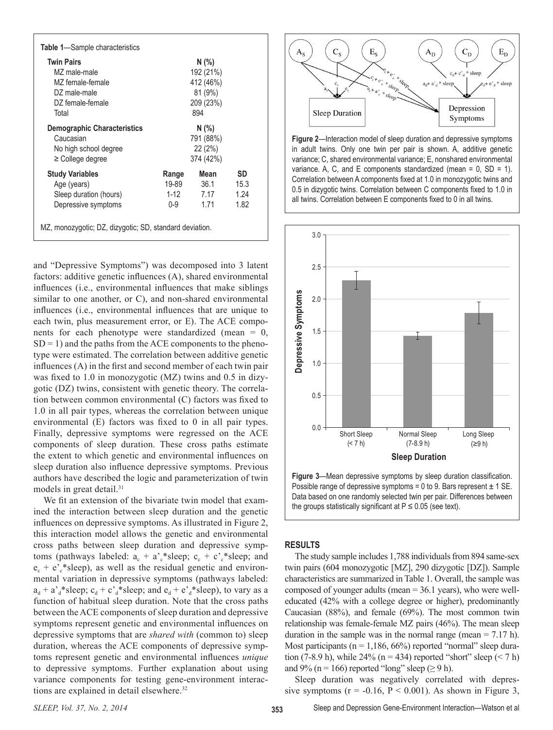**Table 1**—Sample characteristics

| Twin Pairs | | N (%) | |
|---|---|---|---|
| MZ male-male | | 192 (21%) | |
| MZ female-female | | 412 (46%) | |
| DZ male-male | | 81 (9%) | |
| DZ female-female | | 209 (23%) | |
| Total | | 894 | |
| **Demographic Characteristics** | | **N (%)** | |
| Caucasian | | 791 (88%) | |
| No high school degree | | 22 (2%) | |
| ≥ College degree | | 374 (42%) | |
| **Study Variables** | **Range** | **Mean** | **SD** |
| Age (years) | 19-89 | 36.1 | 15.3 |
| Sleep duration (hours) | 1-12 | 7.17 | 1.24 |
| Depressive symptoms | 0-9 | 1.71 | 1.82 |

MZ, monozygotic; DZ, dizygotic; SD, standard deviation.

and "Depressive Symptoms") was decomposed into 3 latent factors: additive genetic influences (A), shared environmental influences (i.e., environmental influences that make siblings similar to one another, or C), and non-shared environmental influences (i.e., environmental influences that are unique to each twin, plus measurement error, or E). The ACE components for each phenotype were standardized (mean = 0, SD = 1) and the paths from the ACE components to the phenotype were estimated. The correlation between additive genetic influences (A) in the first and second member of each twin pair was fixed to 1.0 in monozygotic (MZ) twins and 0.5 in dizygotic (DZ) twins, consistent with genetic theory. The correlation between common environmental (C) factors was fixed to 1.0 in all pair types, whereas the correlation between unique environmental (E) factors was fixed to 0 in all pair types. Finally, depressive symptoms were regressed on the ACE components of sleep duration. These cross paths estimate the extent to which genetic and environmental influences on sleep duration also influence depressive symptoms. Previous authors have described the logic and parameterization of twin models in great detail.[31]

We fit an extension of the bivariate twin model that examined the interaction between sleep duration and the genetic influences on depressive symptoms. As illustrated in Figure 2, this interaction model allows the genetic and environmental cross paths between sleep duration and depressive symptoms (pathways labeled: $a_c + a'_c$*sleep; $c_c + c'_c$*sleep; and $e_c + e'_c$*sleep), as well as the residual genetic and environmental variation in depressive symptoms (pathways labeled: $a_d + a'_d$*sleep; $c_d + c'_d$*sleep; and $e_d + e'_d$*sleep), to vary as a function of habitual sleep duration. Note that the cross paths between the ACE components of sleep duration and depressive symptoms represent genetic and environmental influences on depressive symptoms that are *shared with* (common to) sleep duration, whereas the ACE components of depressive symptoms represent genetic and environmental influences *unique* to depressive symptoms. Further explanation about using variance components for testing gene-environment interactions are explained in detail elsewhere.[32]

**Figure 2**—Interaction model of sleep duration and depressive symptoms in adult twins. Only one twin per pair is shown. A, additive genetic variance; C, shared environmental variance; E, nonshared environmental variance. A, C, and E components standardized (mean = 0, SD = 1). Correlation between A components fixed at 1.0 in monozygotic twins and 0.5 in dizygotic twins. Correlation between C components fixed to 1.0 in all twins. Correlation between E components fixed to 0 in all twins.

**Figure 3**—Mean depressive symptoms by sleep duration classification. Possible range of depressive symptoms = 0 to 9. Bars represent ± 1 SE. Data based on one randomly selected twin per pair. Differences between the groups statistically significant at P ≤ 0.05 (see text).

## RESULTS

The study sample includes 1,788 individuals from 894 same-sex twin pairs (604 monozygotic [MZ], 290 dizygotic [DZ]). Sample characteristics are summarized in Table 1. Overall, the sample was composed of younger adults (mean = 36.1 years), who were well-educated (42% with a college degree or higher), predominantly Caucasian (88%), and female (69%). The most common twin relationship was female-female MZ pairs (46%). The mean sleep duration in the sample was in the normal range (mean = 7.17 h). Most participants (n = 1,186, 66%) reported "normal" sleep duration (7-8.9 h), while 24% (n = 434) reported "short" sleep (< 7 h) and 9% (n = 166) reported "long" sleep (≥ 9 h).

Sleep duration was negatively correlated with depressive symptoms ($r = -0.16$, $P < 0.001$). As shown in Figure 3,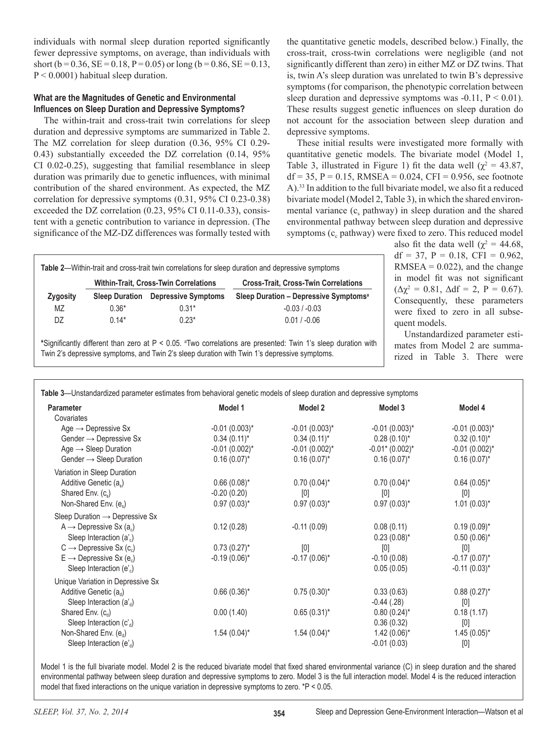individuals with normal sleep duration reported significantly fewer depressive symptoms, on average, than individuals with short (b = 0.36, SE = 0.18, P = 0.05) or long (b = 0.86, SE = 0.13, P < 0.0001) habitual sleep duration.

### What are the Magnitudes of Genetic and Environmental Influences on Sleep Duration and Depressive Symptoms?

The within-trait and cross-trait twin correlations for sleep duration and depressive symptoms are summarized in Table 2. The MZ correlation for sleep duration (0.36, 95% CI 0.29-0.43) substantially exceeded the DZ correlation (0.14, 95% CI 0.02-0.25), suggesting that familial resemblance in sleep duration was primarily due to genetic influences, with minimal contribution of the shared environment. As expected, the MZ correlation for depressive symptoms (0.31, 95% CI 0.23-0.38) exceeded the DZ correlation (0.23, 95% CI 0.11-0.33), consistent with a genetic contribution to variance in depression. (The significance of the MZ-DZ differences was formally tested with the quantitative genetic models, described below.) Finally, the cross-trait, cross-twin correlations were negligible (and not significantly different than zero) in either MZ or DZ twins. That is, twin A's sleep duration was unrelated to twin B's depressive symptoms (for comparison, the phenotypic correlation between sleep duration and depressive symptoms was -0.11, P < 0.01). These results suggest genetic influences on sleep duration do not account for the association between sleep duration and depressive symptoms.

These initial results were investigated more formally with quantitative genetic models. The bivariate model (Model 1, Table 3, illustrated in Figure 1) fit the data well ($\chi^2$ = 43.87, df = 35, P = 0.15, RMSEA = 0.024, CFI = 0.956, see footnote A).[33] In addition to the full bivariate model, we also fit a reduced bivariate model (Model 2, Table 3), in which the shared environmental variance ($c_s$ pathway) in sleep duration and the shared environmental pathway between sleep duration and depressive symptoms ($c_c$ pathway) were fixed to zero. This reduced model also fit the data well ($\chi^2$ = 44.68, df = 37, P = 0.18, CFI = 0.962, RMSEA = 0.022), and the change in model fit was not significant ($\Delta\chi^2$ = 0.81, $\Delta$df = 2, P = 0.67). Consequently, these parameters were fixed to zero in all subsequent models.

Unstandardized parameter estimates from Model 2 are summarized in Table 3. There were

**Table 2**—Within-trait and cross-trait twin correlations for sleep duration and depressive symptoms

| | Within-Trait, Cross-Twin Correlations | | Cross-Trait, Cross-Twin Correlations |
|---|---|---|---|
| Zygosity | Sleep Duration | Depressive Symptoms | Sleep Duration – Depressive Symptoms[a] |
| MZ | 0.36* | 0.31* | -0.03 / -0.03 |
| DZ | 0.14* | 0.23* | 0.01 / -0.06 |

*Significantly different than zero at P < 0.05. [a]Two correlations are presented: Twin 1's sleep duration with Twin 2's depressive symptoms, and Twin 2's sleep duration with Twin 1's depressive symptoms.

**Table 3**—Unstandardized parameter estimates from behavioral genetic models of sleep duration and depressive symptoms

| Parameter | Model 1 | Model 2 | Model 3 | Model 4 |
|---|---|---|---|---|
| Covariates | | | | |
| Age → Depressive Sx | -0.01 (0.003)* | -0.01 (0.003)* | -0.01 (0.003)* | -0.01 (0.003)* |
| Gender → Depressive Sx | 0.34 (0.11)* | 0.34 (0.11)* | 0.28 (0.10)* | 0.32 (0.10)* |
| Age → Sleep Duration | -0.01 (0.002)* | -0.01 (0.002)* | -0.01* (0.002)* | -0.01 (0.002)* |
| Gender → Sleep Duration | 0.16 (0.07)* | 0.16 (0.07)* | 0.16 (0.07)* | 0.16 (0.07)* |
| Variation in Sleep Duration | | | | |
| Additive Genetic ($a_s$) | 0.66 (0.08)* | 0.70 (0.04)* | 0.70 (0.04)* | 0.64 (0.05)* |
| Shared Env. ($c_s$) | -0.20 (0.20) | [0] | [0] | [0] |
| Non-Shared Env. ($e_s$) | 0.97 (0.03)* | 0.97 (0.03)* | 0.97 (0.03)* | 1.01 (0.03)* |
| Sleep Duration → Depressive Sx | | | | |
| A → Depressive Sx ($a_c$) | 0.12 (0.28) | -0.11 (0.09) | 0.08 (0.11) | 0.19 (0.09)* |
| Sleep Interaction ($a'_c$) | | | 0.23 (0.08)* | 0.50 (0.06)* |
| C → Depressive Sx ($c_c$) | 0.73 (0.27)* | [0] | [0] | [0] |
| E → Depressive Sx ($e_c$) | -0.19 (0.06)* | -0.17 (0.06)* | -0.10 (0.08) | -0.17 (0.07)* |
| Sleep Interaction ($e'_c$) | | | 0.05 (0.05) | -0.11 (0.03)* |
| Unique Variation in Depressive Sx | | | | |
| Additive Genetic ($a_d$) | 0.66 (0.36)* | 0.75 (0.30)* | 0.33 (0.63) | 0.88 (0.27)* |
| Sleep Interaction ($a'_d$) | | | -0.44 (.28) | [0] |
| Shared Env. ($c_d$) | 0.00 (1.40) | 0.65 (0.31)* | 0.80 (0.24)* | 0.18 (1.17) |
| Sleep Interaction ($c'_d$) | | | 0.36 (0.32) | [0] |
| Non-Shared Env. ($e_d$) | 1.54 (0.04)* | 1.54 (0.04)* | 1.42 (0.06)* | 1.45 (0.05)* |
| Sleep Interaction ($e'_d$) | | | -0.01 (0.03) | [0] |

Model 1 is the full bivariate model. Model 2 is the reduced bivariate model that fixed shared environmental variance (C) in sleep duration and the shared environmental pathway between sleep duration and depressive symptoms to zero. Model 3 is the full interaction model. Model 4 is the reduced interaction model that fixed interactions on the unique variation in depressive symptoms to zero. *P < 0.05.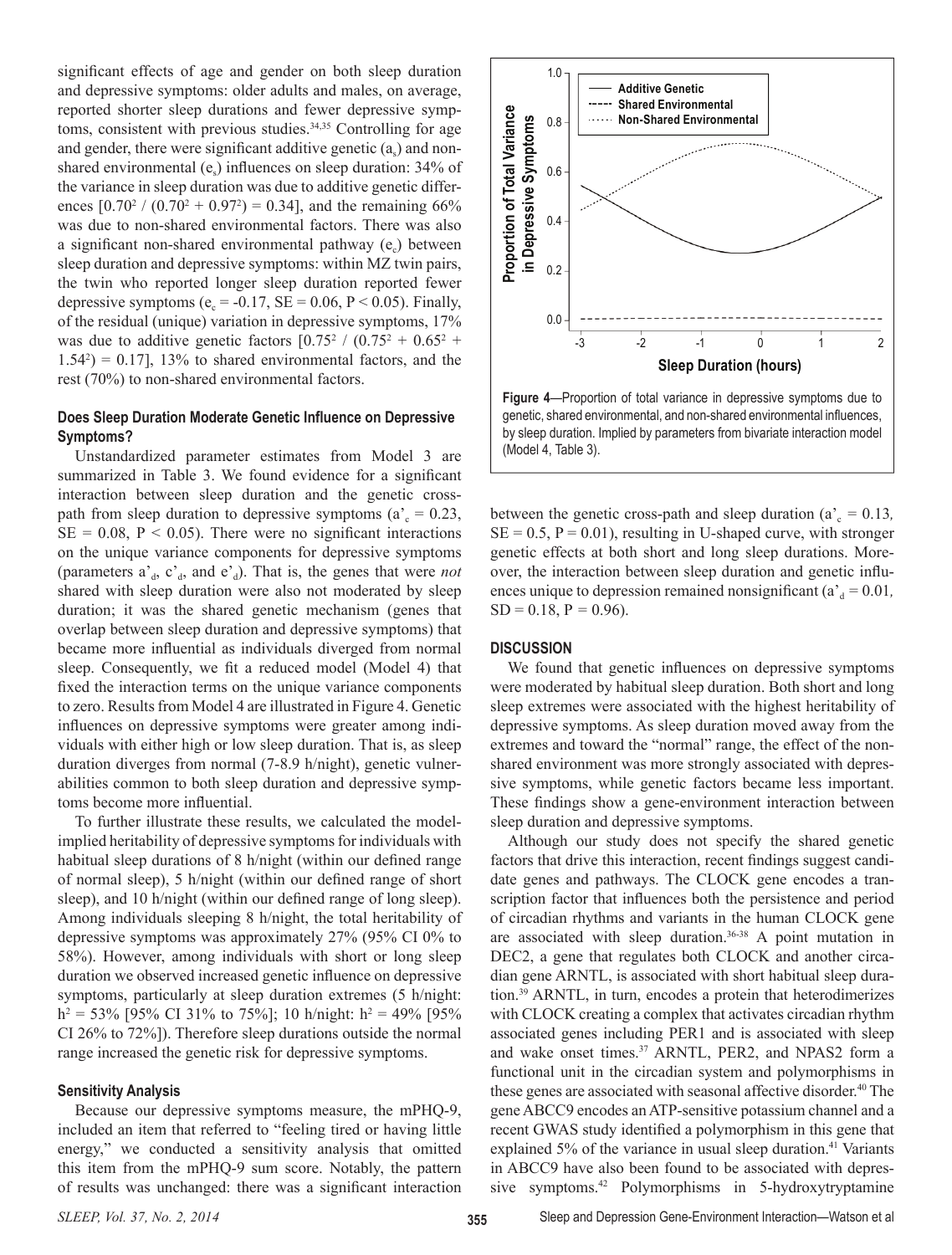significant effects of age and gender on both sleep duration and depressive symptoms: older adults and males, on average, reported shorter sleep durations and fewer depressive symptoms, consistent with previous studies.[34,35] Controlling for age and gender, there were significant additive genetic ($a_s$) and non-shared environmental ($e_s$) influences on sleep duration: 34% of the variance in sleep duration was due to additive genetic differences $[0.70^2 / (0.70^2 + 0.97^2) = 0.34]$, and the remaining 66% was due to non-shared environmental factors. There was also a significant non-shared environmental pathway ($e_c$) between sleep duration and depressive symptoms: within MZ twin pairs, the twin who reported longer sleep duration reported fewer depressive symptoms ($e_c$ = -0.17, SE = 0.06, $P < 0.05$). Finally, of the residual (unique) variation in depressive symptoms, 17% was due to additive genetic factors $[0.75^2 / (0.75^2 + 0.65^2 + 1.54^2) = 0.17]$, 13% to shared environmental factors, and the rest (70%) to non-shared environmental factors.

### Does Sleep Duration Moderate Genetic Influence on Depressive Symptoms?

Unstandardized parameter estimates from Model 3 are summarized in Table 3. We found evidence for a significant interaction between sleep duration and the genetic cross-path from sleep duration to depressive symptoms ($a'_c$ = 0.23, SE = 0.08, $P < 0.05$). There were no significant interactions on the unique variance components for depressive symptoms (parameters $a'_d$, $c'_d$, and $e'_d$). That is, the genes that were *not* shared with sleep duration were also not moderated by sleep duration; it was the shared genetic mechanism (genes that overlap between sleep duration and depressive symptoms) that became more influential as individuals diverged from normal sleep. Consequently, we fit a reduced model (Model 4) that fixed the interaction terms on the unique variance components to zero. Results from Model 4 are illustrated in Figure 4. Genetic influences on depressive symptoms were greater among individuals with either high or low sleep duration. That is, as sleep duration diverges from normal (7-8.9 h/night), genetic vulnerabilities common to both sleep duration and depressive symptoms become more influential.

To further illustrate these results, we calculated the model-implied heritability of depressive symptoms for individuals with habitual sleep durations of 8 h/night (within our defined range of normal sleep), 5 h/night (within our defined range of short sleep), and 10 h/night (within our defined range of long sleep). Among individuals sleeping 8 h/night, the total heritability of depressive symptoms was approximately 27% (95% CI 0% to 58%). However, among individuals with short or long sleep duration we observed increased genetic influence on depressive symptoms, particularly at sleep duration extremes (5 h/night: $h^2$ = 53% [95% CI 31% to 75%]; 10 h/night: $h^2$ = 49% [95% CI 26% to 72%]). Therefore sleep durations outside the normal range increased the genetic risk for depressive symptoms.

### Sensitivity Analysis

Because our depressive symptoms measure, the mPHQ-9, included an item that referred to "feeling tired or having little energy," we conducted a sensitivity analysis that omitted this item from the mPHQ-9 sum score. Notably, the pattern of results was unchanged: there was a significant interaction between the genetic cross-path and sleep duration ($a'_c$ = 0.13, SE = 0.5, P = 0.01), resulting in U-shaped curve, with stronger genetic effects at both short and long sleep durations. Moreover, the interaction between sleep duration and genetic influences unique to depression remained nonsignificant ($a'_d$ = 0.01, SD = 0.18, P = 0.96).

**Figure 4**—Proportion of total variance in depressive symptoms due to genetic, shared environmental, and non-shared environmental influences, by sleep duration. Implied by parameters from bivariate interaction model (Model 4, Table 3).

## DISCUSSION

We found that genetic influences on depressive symptoms were moderated by habitual sleep duration. Both short and long sleep extremes were associated with the highest heritability of depressive symptoms. As sleep duration moved away from the extremes and toward the "normal" range, the effect of the non-shared environment was more strongly associated with depressive symptoms, while genetic factors became less important. These findings show a gene-environment interaction between sleep duration and depressive symptoms.

Although our study does not specify the shared genetic factors that drive this interaction, recent findings suggest candidate genes and pathways. The CLOCK gene encodes a transcription factor that influences both the persistence and period of circadian rhythms and variants in the human CLOCK gene are associated with sleep duration.[36-38] A point mutation in DEC2, a gene that regulates both CLOCK and another circadian gene ARNTL, is associated with short habitual sleep duration.[39] ARNTL, in turn, encodes a protein that heterodimerizes with CLOCK creating a complex that activates circadian rhythm associated genes including PER1 and is associated with sleep and wake onset times.[37] ARNTL, PER2, and NPAS2 form a functional unit in the circadian system and polymorphisms in these genes are associated with seasonal affective disorder.[40] The gene ABCC9 encodes an ATP-sensitive potassium channel and a recent GWAS study identified a polymorphism in this gene that explained 5% of the variance in usual sleep duration.[41] Variants in ABCC9 have also been found to be associated with depressive symptoms.[42] Polymorphisms in 5-hydroxytryptamine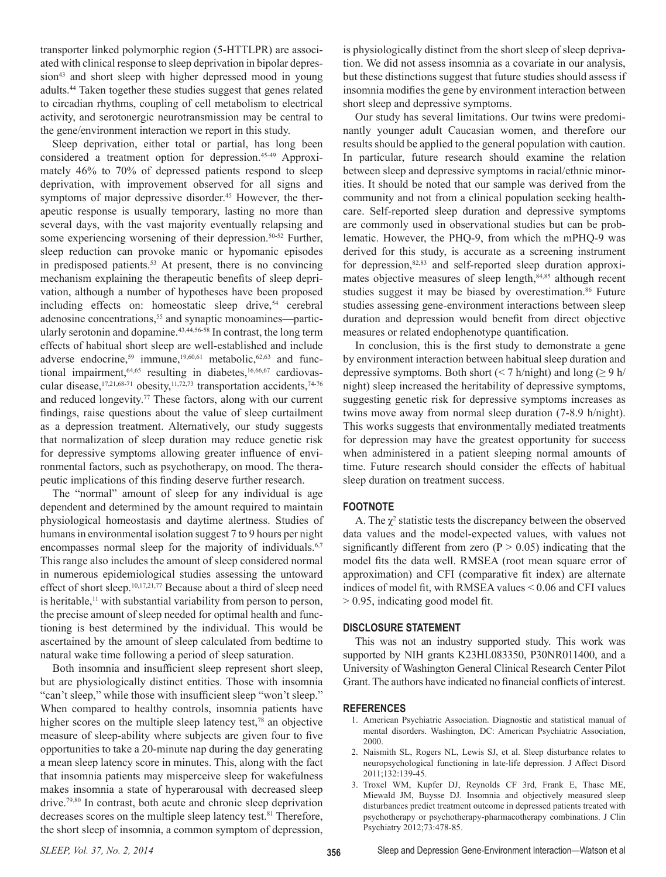transporter linked polymorphic region (5-HTTLPR) are associated with clinical response to sleep deprivation in bipolar depression[43] and short sleep with higher depressed mood in young adults.[44] Taken together these studies suggest that genes related to circadian rhythms, coupling of cell metabolism to electrical activity, and serotonergic neurotransmission may be central to the gene/environment interaction we report in this study.

Sleep deprivation, either total or partial, has long been considered a treatment option for depression.[45-49] Approximately 46% to 70% of depressed patients respond to sleep deprivation, with improvement observed for all signs and symptoms of major depressive disorder.[45] However, the therapeutic response is usually temporary, lasting no more than several days, with the vast majority eventually relapsing and some experiencing worsening of their depression.[50-52] Further, sleep reduction can provoke manic or hypomanic episodes in predisposed patients.[53] At present, there is no convincing mechanism explaining the therapeutic benefits of sleep deprivation, although a number of hypotheses have been proposed including effects on: homeostatic sleep drive,[54] cerebral adenosine concentrations,[55] and synaptic monoamines—particularly serotonin and dopamine.[43,44,56-58] In contrast, the long term effects of habitual short sleep are well-established and include adverse endocrine,[59] immune,[19,60,61] metabolic,[62,63] and functional impairment,[64,65] resulting in diabetes,[16,66,67] cardiovascular disease,[17,21,68-71] obesity,[11,72,73] transportation accidents,[74-76] and reduced longevity.[77] These factors, along with our current findings, raise questions about the value of sleep curtailment as a depression treatment. Alternatively, our study suggests that normalization of sleep duration may reduce genetic risk for depressive symptoms allowing greater influence of environmental factors, such as psychotherapy, on mood. The therapeutic implications of this finding deserve further research.

The "normal" amount of sleep for any individual is age dependent and determined by the amount required to maintain physiological homeostasis and daytime alertness. Studies of humans in environmental isolation suggest 7 to 9 hours per night encompasses normal sleep for the majority of individuals.[6,7] This range also includes the amount of sleep considered normal in numerous epidemiological studies assessing the untoward effect of short sleep.[10,17,21,77] Because about a third of sleep need is heritable,[11] with substantial variability from person to person, the precise amount of sleep needed for optimal health and functioning is best determined by the individual. This would be ascertained by the amount of sleep calculated from bedtime to natural wake time following a period of sleep saturation.

Both insomnia and insufficient sleep represent short sleep, but are physiologically distinct entities. Those with insomnia "can't sleep," while those with insufficient sleep "won't sleep." When compared to healthy controls, insomnia patients have higher scores on the multiple sleep latency test,[78] an objective measure of sleep-ability where subjects are given four to five opportunities to take a 20-minute nap during the day generating a mean sleep latency score in minutes. This, along with the fact that insomnia patients may misperceive sleep for wakefulness makes insomnia a state of hyperarousal with decreased sleep drive.[79,80] In contrast, both acute and chronic sleep deprivation decreases scores on the multiple sleep latency test.[81] Therefore, the short sleep of insomnia, a common symptom of depression, is physiologically distinct from the short sleep of sleep deprivation. We did not assess insomnia as a covariate in our analysis, but these distinctions suggest that future studies should assess if insomnia modifies the gene by environment interaction between short sleep and depressive symptoms.

Our study has several limitations. Our twins were predominantly younger adult Caucasian women, and therefore our results should be applied to the general population with caution. In particular, future research should examine the relation between sleep and depressive symptoms in racial/ethnic minorities. It should be noted that our sample was derived from the community and not from a clinical population seeking healthcare. Self-reported sleep duration and depressive symptoms are commonly used in observational studies but can be problematic. However, the PHQ-9, from which the mPHQ-9 was derived for this study, is accurate as a screening instrument for depression,[82,83] and self-reported sleep duration approximates objective measures of sleep length,[84,85] although recent studies suggest it may be biased by overestimation.[86] Future studies assessing gene-environment interactions between sleep duration and depression would benefit from direct objective measures or related endophenotype quantification.

In conclusion, this is the first study to demonstrate a gene by environment interaction between habitual sleep duration and depressive symptoms. Both short (< 7 h/night) and long (≥ 9 h/night) sleep increased the heritability of depressive symptoms, suggesting genetic risk for depressive symptoms increases as twins move away from normal sleep duration (7-8.9 h/night). This works suggests that environmentally mediated treatments for depression may have the greatest opportunity for success when administered in a patient sleeping normal amounts of time. Future research should consider the effects of habitual sleep duration on treatment success.

## FOOTNOTE

A. The $\chi^2$ statistic tests the discrepancy between the observed data values and the model-expected values, with values not significantly different from zero ($P > 0.05$) indicating that the model fits the data well. RMSEA (root mean square error of approximation) and CFI (comparative fit index) are alternate indices of model fit, with RMSEA values < 0.06 and CFI values > 0.95, indicating good model fit.

## DISCLOSURE STATEMENT

This was not an industry supported study. This work was supported by NIH grants K23HL083350, P30NR011400, and a University of Washington General Clinical Research Center Pilot Grant. The authors have indicated no financial conflicts of interest.

## REFERENCES

1. American Psychiatric Association. Diagnostic and statistical manual of mental disorders. Washington, DC: American Psychiatric Association, 2000.
2. Naismith SL, Rogers NL, Lewis SJ, et al. Sleep disturbance relates to neuropsychological functioning in late-life depression. J Affect Disord 2011;132:139-45.
3. Troxel WM, Kupfer DJ, Reynolds CF 3rd, Frank E, Thase ME, Miewald JM, Buysse DJ. Insomnia and objectively measured sleep disturbances predict treatment outcome in depressed patients treated with psychotherapy or psychotherapy-pharmacotherapy combinations. J Clin Psychiatry 2012;73:478-85.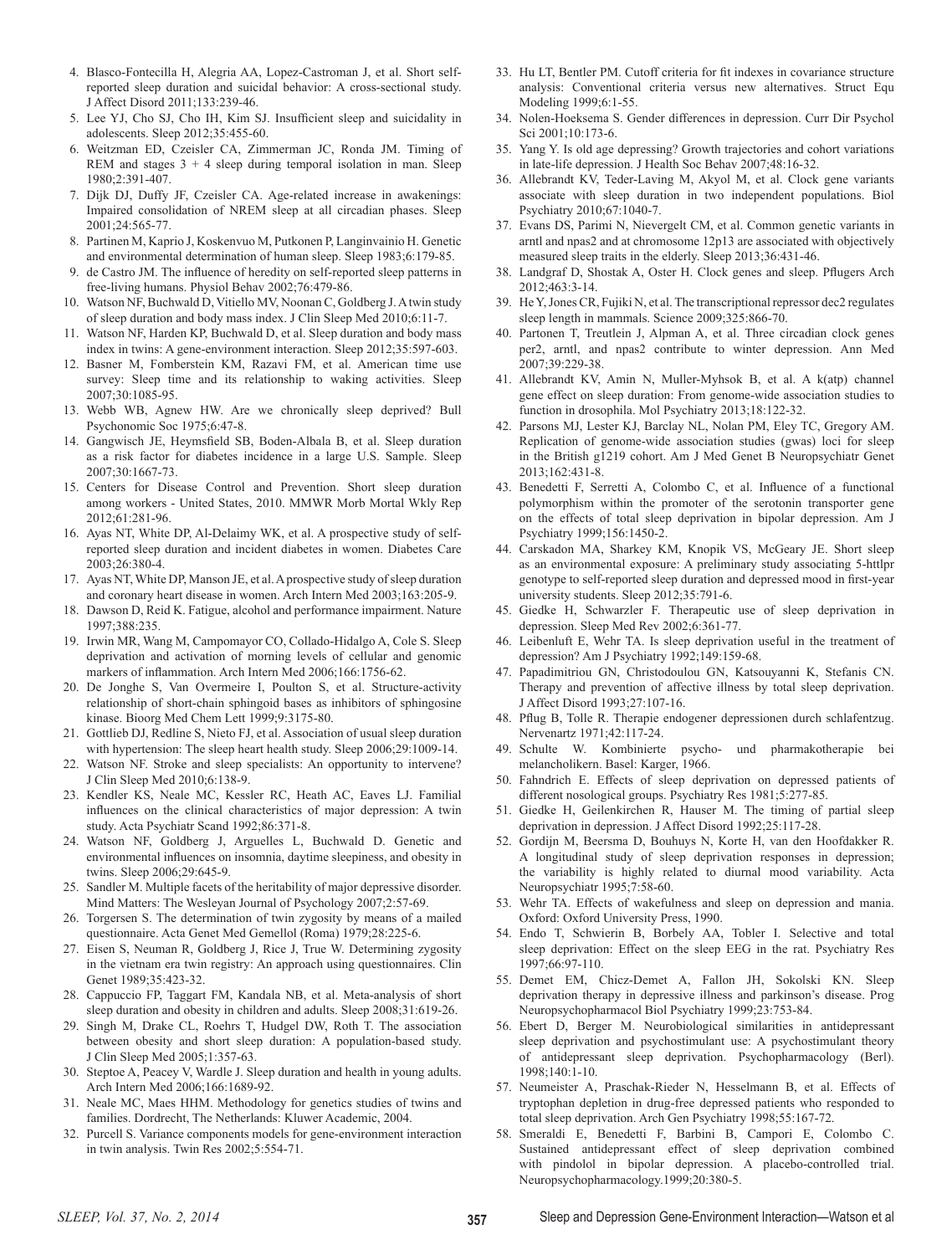4. Blasco-Fontecilla H, Alegria AA, Lopez-Castroman J, et al. Short self-reported sleep duration and suicidal behavior: A cross-sectional study. J Affect Disord 2011;133:239-46.
5. Lee YJ, Cho SJ, Cho IH, Kim SJ. Insufficient sleep and suicidality in adolescents. Sleep 2012;35:455-60.
6. Weitzman ED, Czeisler CA, Zimmerman JC, Ronda JM. Timing of REM and stages 3 + 4 sleep during temporal isolation in man. Sleep 1980;2:391-407.
7. Dijk DJ, Duffy JF, Czeisler CA. Age-related increase in awakenings: Impaired consolidation of NREM sleep at all circadian phases. Sleep 2001;24:565-77.
8. Partinen M, Kaprio J, Koskenvuo M, Putkonen P, Langinvainio H. Genetic and environmental determination of human sleep. Sleep 1983;6:179-85.
9. de Castro JM. The influence of heredity on self-reported sleep patterns in free-living humans. Physiol Behav 2002;76:479-86.
10. Watson NF, Buchwald D, Vitiello MV, Noonan C, Goldberg J. A twin study of sleep duration and body mass index. J Clin Sleep Med 2010;6:11-7.
11. Watson NF, Harden KP, Buchwald D, et al. Sleep duration and body mass index in twins: A gene-environment interaction. Sleep 2012;35:597-603.
12. Basner M, Fomberstein KM, Razavi FM, et al. American time use survey: Sleep time and its relationship to waking activities. Sleep 2007;30:1085-95.
13. Webb WB, Agnew HW. Are we chronically sleep deprived? Bull Psychonomic Soc 1975;6:47-8.
14. Gangwisch JE, Heymsfield SB, Boden-Albala B, et al. Sleep duration as a risk factor for diabetes incidence in a large U.S. Sample. Sleep 2007;30:1667-73.
15. Centers for Disease Control and Prevention. Short sleep duration among workers - United States, 2010. MMWR Morb Mortal Wkly Rep 2012;61:281-96.
16. Ayas NT, White DP, Al-Delaimy WK, et al. A prospective study of self-reported sleep duration and incident diabetes in women. Diabetes Care 2003;26:380-4.
17. Ayas NT, White DP, Manson JE, et al. A prospective study of sleep duration and coronary heart disease in women. Arch Intern Med 2003;163:205-9.
18. Dawson D, Reid K. Fatigue, alcohol and performance impairment. Nature 1997;388:235.
19. Irwin MR, Wang M, Campomayor CO, Collado-Hidalgo A, Cole S. Sleep deprivation and activation of morning levels of cellular and genomic markers of inflammation. Arch Intern Med 2006;166:1756-62.
20. De Jonghe S, Van Overmeire I, Poulton S, et al. Structure-activity relationship of short-chain sphingoid bases as inhibitors of sphingosine kinase. Bioorg Med Chem Lett 1999;9:3175-80.
21. Gottlieb DJ, Redline S, Nieto FJ, et al. Association of usual sleep duration with hypertension: The sleep heart health study. Sleep 2006;29:1009-14.
22. Watson NF. Stroke and sleep specialists: An opportunity to intervene? J Clin Sleep Med 2010;6:138-9.
23. Kendler KS, Neale MC, Kessler RC, Heath AC, Eaves LJ. Familial influences on the clinical characteristics of major depression: A twin study. Acta Psychiatr Scand 1992;86:371-8.
24. Watson NF, Goldberg J, Arguelles L, Buchwald D. Genetic and environmental influences on insomnia, daytime sleepiness, and obesity in twins. Sleep 2006;29:645-9.
25. Sandler M. Multiple facets of the heritability of major depressive disorder. Mind Matters: The Wesleyan Journal of Psychology 2007;2:57-69.
26. Torgersen S. The determination of twin zygosity by means of a mailed questionnaire. Acta Genet Med Gemellol (Roma) 1979;28:225-6.
27. Eisen S, Neuman R, Goldberg J, Rice J, True W. Determining zygosity in the vietnam era twin registry: An approach using questionnaires. Clin Genet 1989;35:423-32.
28. Cappuccio FP, Taggart FM, Kandala NB, et al. Meta-analysis of short sleep duration and obesity in children and adults. Sleep 2008;31:619-26.
29. Singh M, Drake CL, Roehrs T, Hudgel DW, Roth T. The association between obesity and short sleep duration: A population-based study. J Clin Sleep Med 2005;1:357-63.
30. Steptoe A, Peacey V, Wardle J. Sleep duration and health in young adults. Arch Intern Med 2006;166:1689-92.
31. Neale MC, Maes HHM. Methodology for genetics studies of twins and families. Dordrecht, The Netherlands: Kluwer Academic, 2004.
32. Purcell S. Variance components models for gene-environment interaction in twin analysis. Twin Res 2002;5:554-71.
33. Hu LT, Bentler PM. Cutoff criteria for fit indexes in covariance structure analysis: Conventional criteria versus new alternatives. Struct Equ Modeling 1999;6:1-55.
34. Nolen-Hoeksema S. Gender differences in depression. Curr Dir Psychol Sci 2001;10:173-6.
35. Yang Y. Is old age depressing? Growth trajectories and cohort variations in late-life depression. J Health Soc Behav 2007;48:16-32.
36. Allebrandt KV, Teder-Laving M, Akyol M, et al. Clock gene variants associate with sleep duration in two independent populations. Biol Psychiatry 2010;67:1040-7.
37. Evans DS, Parimi N, Nievergelt CM, et al. Common genetic variants in arntl and npas2 and at chromosome 12p13 are associated with objectively measured sleep traits in the elderly. Sleep 2013;36:431-46.
38. Landgraf D, Shostak A, Oster H. Clock genes and sleep. Pflugers Arch 2012;463:3-14.
39. He Y, Jones CR, Fujiki N, et al. The transcriptional repressor dec2 regulates sleep length in mammals. Science 2009;325:866-70.
40. Partonen T, Treutlein J, Alpman A, et al. Three circadian clock genes per2, arntl, and npas2 contribute to winter depression. Ann Med 2007;39:229-38.
41. Allebrandt KV, Amin N, Muller-Myhsok B, et al. A k(atp) channel gene effect on sleep duration: From genome-wide association studies to function in drosophila. Mol Psychiatry 2013;18:122-32.
42. Parsons MJ, Lester KJ, Barclay NL, Nolan PM, Eley TC, Gregory AM. Replication of genome-wide association studies (gwas) loci for sleep in the British g1219 cohort. Am J Med Genet B Neuropsychiatr Genet 2013;162:431-8.
43. Benedetti F, Serretti A, Colombo C, et al. Influence of a functional polymorphism within the promoter of the serotonin transporter gene on the effects of total sleep deprivation in bipolar depression. Am J Psychiatry 1999;156:1450-2.
44. Carskadon MA, Sharkey KM, Knopik VS, McGeary JE. Short sleep as an environmental exposure: A preliminary study associating 5-httlpr genotype to self-reported sleep duration and depressed mood in first-year university students. Sleep 2012;35:791-6.
45. Giedke H, Schwarzler F. Therapeutic use of sleep deprivation in depression. Sleep Med Rev 2002;6:361-77.
46. Leibenluft E, Wehr TA. Is sleep deprivation useful in the treatment of depression? Am J Psychiatry 1992;149:159-68.
47. Papadimitriou GN, Christodoulou GN, Katsouyanni K, Stefanis CN. Therapy and prevention of affective illness by total sleep deprivation. J Affect Disord 1993;27:107-16.
48. Pflug B, Tolle R. Therapie endogener depressionen durch schlafentzug. Nervenartz 1971;42:117-24.
49. Schulte W. Kombinierte psycho- und pharmakotherapie bei melancholikern. Basel: Karger, 1966.
50. Fahndrich E. Effects of sleep deprivation on depressed patients of different nosological groups. Psychiatry Res 1981;5:277-85.
51. Giedke H, Geilenkirchen R, Hauser M. The timing of partial sleep deprivation in depression. J Affect Disord 1992;25:117-28.
52. Gordijn M, Beersma D, Bouhuys N, Korte H, van den Hoofdakker R. A longitudinal study of sleep deprivation responses in depression; the variability is highly related to diurnal mood variability. Acta Neuropsychiatr 1995;7:58-60.
53. Wehr TA. Effects of wakefulness and sleep on depression and mania. Oxford: Oxford University Press, 1990.
54. Endo T, Schwierin B, Borbely AA, Tobler I. Selective and total sleep deprivation: Effect on the sleep EEG in the rat. Psychiatry Res 1997;66:97-110.
55. Demet EM, Chicz-Demet A, Fallon JH, Sokolski KN. Sleep deprivation therapy in depressive illness and parkinson's disease. Prog Neuropsychopharmacol Biol Psychiatry 1999;23:753-84.
56. Ebert D, Berger M. Neurobiological similarities in antidepressant sleep deprivation and psychostimulant use: A psychostimulant theory of antidepressant sleep deprivation. Psychopharmacology (Berl). 1998;140:1-10.
57. Neumeister A, Praschak-Rieder N, Hesselmann B, et al. Effects of tryptophan depletion in drug-free depressed patients who responded to total sleep deprivation. Arch Gen Psychiatry 1998;55:167-72.
58. Smeraldi E, Benedetti F, Barbini B, Campori E, Colombo C. Sustained antidepressant effect of sleep deprivation combined with pindolol in bipolar depression. A placebo-controlled trial. Neuropsychopharmacology.1999;20:380-5.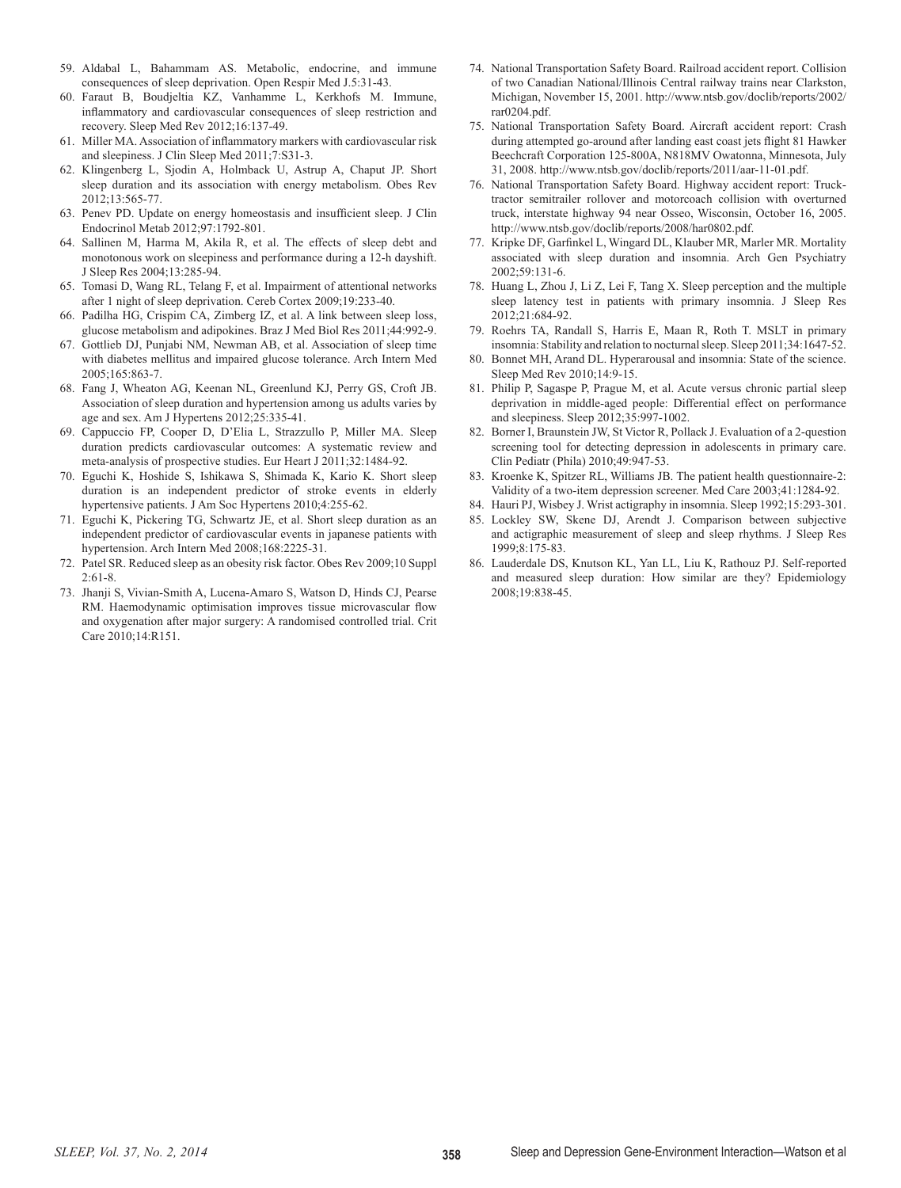59. Aldabal L, Bahammam AS. Metabolic, endocrine, and immune consequences of sleep deprivation. Open Respir Med J.5:31-43.
60. Faraut B, Boudjeltia KZ, Vanhamme L, Kerkhofs M. Immune, inflammatory and cardiovascular consequences of sleep restriction and recovery. Sleep Med Rev 2012;16:137-49.
61. Miller MA. Association of inflammatory markers with cardiovascular risk and sleepiness. J Clin Sleep Med 2011;7:S31-3.
62. Klingenberg L, Sjodin A, Holmback U, Astrup A, Chaput JP. Short sleep duration and its association with energy metabolism. Obes Rev 2012;13:565-77.
63. Penev PD. Update on energy homeostasis and insufficient sleep. J Clin Endocrinol Metab 2012;97:1792-801.
64. Sallinen M, Harma M, Akila R, et al. The effects of sleep debt and monotonous work on sleepiness and performance during a 12-h dayshift. J Sleep Res 2004;13:285-94.
65. Tomasi D, Wang RL, Telang F, et al. Impairment of attentional networks after 1 night of sleep deprivation. Cereb Cortex 2009;19:233-40.
66. Padilha HG, Crispim CA, Zimberg IZ, et al. A link between sleep loss, glucose metabolism and adipokines. Braz J Med Biol Res 2011;44:992-9.
67. Gottlieb DJ, Punjabi NM, Newman AB, et al. Association of sleep time with diabetes mellitus and impaired glucose tolerance. Arch Intern Med 2005;165:863-7.
68. Fang J, Wheaton AG, Keenan NL, Greenlund KJ, Perry GS, Croft JB. Association of sleep duration and hypertension among us adults varies by age and sex. Am J Hypertens 2012;25:335-41.
69. Cappuccio FP, Cooper D, D'Elia L, Strazzullo P, Miller MA. Sleep duration predicts cardiovascular outcomes: A systematic review and meta-analysis of prospective studies. Eur Heart J 2011;32:1484-92.
70. Eguchi K, Hoshide S, Ishikawa S, Shimada K, Kario K. Short sleep duration is an independent predictor of stroke events in elderly hypertensive patients. J Am Soc Hypertens 2010;4:255-62.
71. Eguchi K, Pickering TG, Schwartz JE, et al. Short sleep duration as an independent predictor of cardiovascular events in japanese patients with hypertension. Arch Intern Med 2008;168:2225-31.
72. Patel SR. Reduced sleep as an obesity risk factor. Obes Rev 2009;10 Suppl 2:61-8.
73. Jhanji S, Vivian-Smith A, Lucena-Amaro S, Watson D, Hinds CJ, Pearse RM. Haemodynamic optimisation improves tissue microvascular flow and oxygenation after major surgery: A randomised controlled trial. Crit Care 2010;14:R151.
74. National Transportation Safety Board. Railroad accident report. Collision of two Canadian National/Illinois Central railway trains near Clarkston, Michigan, November 15, 2001. http://www.ntsb.gov/doclib/reports/2002/rar0204.pdf.
75. National Transportation Safety Board. Aircraft accident report: Crash during attempted go-around after landing east coast jets flight 81 Hawker Beechcraft Corporation 125-800A, N818MV Owatonna, Minnesota, July 31, 2008. http://www.ntsb.gov/doclib/reports/2011/aar-11-01.pdf.
76. National Transportation Safety Board. Highway accident report: Truck-tractor semitrailer rollover and motorcoach collision with overturned truck, interstate highway 94 near Osseo, Wisconsin, October 16, 2005. http://www.ntsb.gov/doclib/reports/2008/har0802.pdf.
77. Kripke DF, Garfinkel L, Wingard DL, Klauber MR, Marler MR. Mortality associated with sleep duration and insomnia. Arch Gen Psychiatry 2002;59:131-6.
78. Huang L, Zhou J, Li Z, Lei F, Tang X. Sleep perception and the multiple sleep latency test in patients with primary insomnia. J Sleep Res 2012;21:684-92.
79. Roehrs TA, Randall S, Harris E, Maan R, Roth T. MSLT in primary insomnia: Stability and relation to nocturnal sleep. Sleep 2011;34:1647-52.
80. Bonnet MH, Arand DL. Hyperarousal and insomnia: State of the science. Sleep Med Rev 2010;14:9-15.
81. Philip P, Sagaspe P, Prague M, et al. Acute versus chronic partial sleep deprivation in middle-aged people: Differential effect on performance and sleepiness. Sleep 2012;35:997-1002.
82. Borner I, Braunstein JW, St Victor R, Pollack J. Evaluation of a 2-question screening tool for detecting depression in adolescents in primary care. Clin Pediatr (Phila) 2010;49:947-53.
83. Kroenke K, Spitzer RL, Williams JB. The patient health questionnaire-2: Validity of a two-item depression screener. Med Care 2003;41:1284-92.
84. Hauri PJ, Wisbey J. Wrist actigraphy in insomnia. Sleep 1992;15:293-301.
85. Lockley SW, Skene DJ, Arendt J. Comparison between subjective and actigraphic measurement of sleep and sleep rhythms. J Sleep Res 1999;8:175-83.
86. Lauderdale DS, Knutson KL, Yan LL, Liu K, Rathouz PJ. Self-reported and measured sleep duration: How similar are they? Epidemiology 2008;19:838-45.